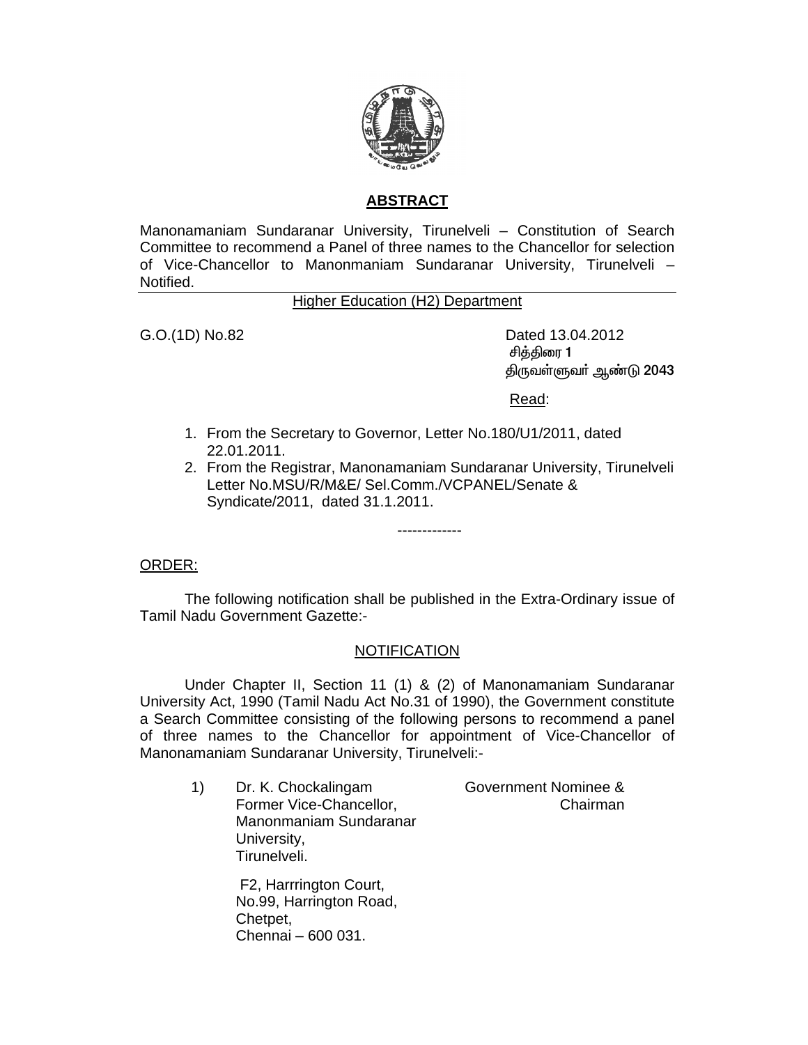## ABSTRACT

Manonamaniam Sundaranar University, Tirunelveli – Constitution of Search Committee to recommend a Panel of three names to the Chancellor for selection of Vice-Chancellor to Manonmaniam Sundaranar University, Tirunelveli – Notified.

Higher Education (H2) Department

G.O.(1D) No.82

Dated 13.04.2012
சித்திரை **1**
திருவள்ளுவர் ஆண்டு **2043**

Read:

1. From the Secretary to Governor, Letter No.180/U1/2011, dated 22.01.2011.
2. From the Registrar, Manonamaniam Sundaranar University, Tirunelveli Letter No.MSU/R/M&E/ Sel.Comm./VCPANEL/Senate & Syndicate/2011, dated 31.1.2011.

-------------

ORDER:

The following notification shall be published in the Extra-Ordinary issue of Tamil Nadu Government Gazette:-

NOTIFICATION

Under Chapter II, Section 11 (1) & (2) of Manonamaniam Sundaranar University Act, 1990 (Tamil Nadu Act No.31 of 1990), the Government constitute a Search Committee consisting of the following persons to recommend a panel of three names to the Chancellor for appointment of Vice-Chancellor of Manonamaniam Sundaranar University, Tirunelveli:-

1) Dr. K. Chockalingam
Former Vice-Chancellor,
Manonmaniam Sundaranar University,
Tirunelveli.
— Government Nominee & Chairman

F2, Harrrington Court,
No.99, Harrington Road,
Chetpet,
Chennai – 600 031.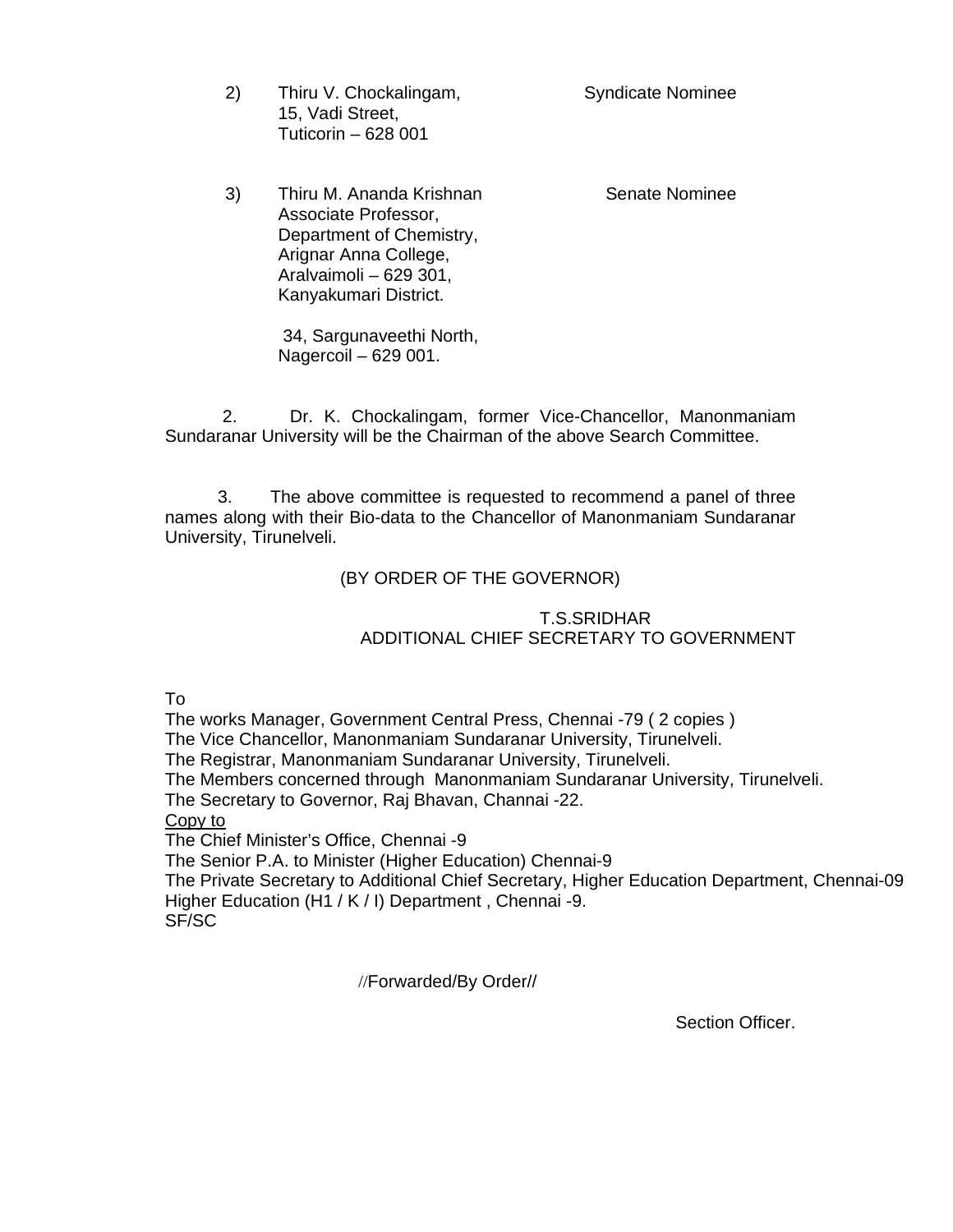2) Thiru V. Chockalingam, 15, Vadi Street, Tuticorin – 628 001 — Syndicate Nominee

3) Thiru M. Ananda Krishnan, Associate Professor, Department of Chemistry, Arignar Anna College, Aralvaimoli – 629 301, Kanyakumari District.

34, Sargunaveethi North, Nagercoil – 629 001. — Senate Nominee

2. Dr. K. Chockalingam, former Vice-Chancellor, Manonmaniam Sundaranar University will be the Chairman of the above Search Committee.

3. The above committee is requested to recommend a panel of three names along with their Bio-data to the Chancellor of Manonmaniam Sundaranar University, Tirunelveli.

(BY ORDER OF THE GOVERNOR)

T.S.SRIDHAR
ADDITIONAL CHIEF SECRETARY TO GOVERNMENT

To
The works Manager, Government Central Press, Chennai -79 ( 2 copies )
The Vice Chancellor, Manonmaniam Sundaranar University, Tirunelveli.
The Registrar, Manonmaniam Sundaranar University, Tirunelveli.
The Members concerned through Manonmaniam Sundaranar University, Tirunelveli.
The Secretary to Governor, Raj Bhavan, Channai -22.

Copy to
The Chief Minister's Office, Chennai -9
The Senior P.A. to Minister (Higher Education) Chennai-9
The Private Secretary to Additional Chief Secretary, Higher Education Department, Chennai-09
Higher Education (H1 / K / I) Department , Chennai -9.
SF/SC

//Forwarded/By Order//

Section Officer.